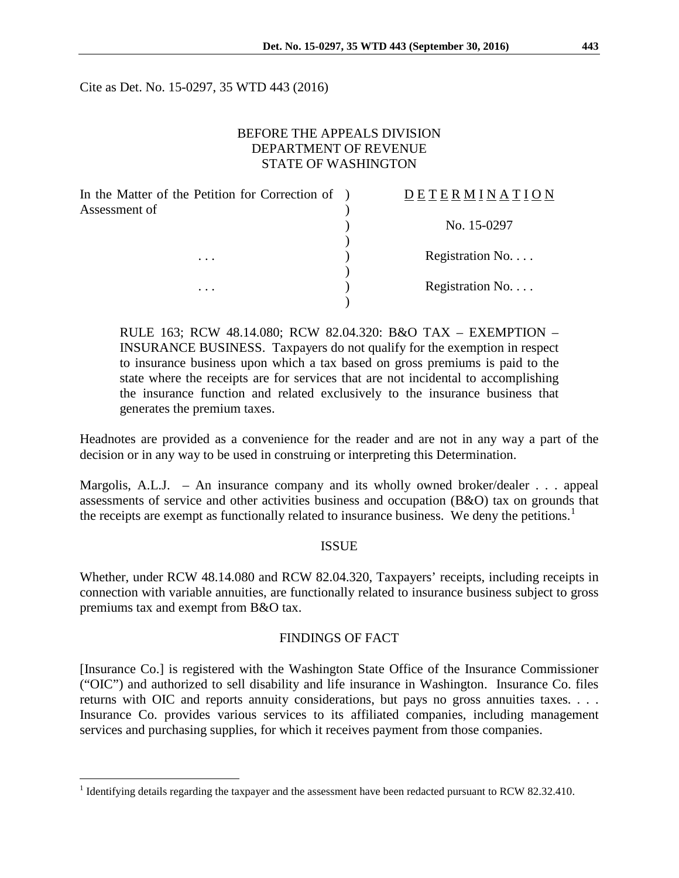Cite as Det. No. 15-0297, 35 WTD 443 (2016)

BEFORE THE APPEALS DIVISION
DEPARTMENT OF REVENUE
STATE OF WASHINGTON

| In the Matter of the Petition for Correction of Assessment of | ) | D E T E R M I N A T I O N |
|---|---|---|
| | ) | No. 15-0297 |
| . . . | ) | Registration No. . . . |
| . . . | ) | Registration No. . . . |

RULE 163; RCW 48.14.080; RCW 82.04.320: B&O TAX – EXEMPTION – INSURANCE BUSINESS. Taxpayers do not qualify for the exemption in respect to insurance business upon which a tax based on gross premiums is paid to the state where the receipts are for services that are not incidental to accomplishing the insurance function and related exclusively to the insurance business that generates the premium taxes.

Headnotes are provided as a convenience for the reader and are not in any way a part of the decision or in any way to be used in construing or interpreting this Determination.

Margolis, A.L.J. – An insurance company and its wholly owned broker/dealer . . . appeal assessments of service and other activities business and occupation (B&O) tax on grounds that the receipts are exempt as functionally related to insurance business. We deny the petitions.[1]

## ISSUE

Whether, under RCW 48.14.080 and RCW 82.04.320, Taxpayers' receipts, including receipts in connection with variable annuities, are functionally related to insurance business subject to gross premiums tax and exempt from B&O tax.

## FINDINGS OF FACT

[Insurance Co.] is registered with the Washington State Office of the Insurance Commissioner ("OIC") and authorized to sell disability and life insurance in Washington. Insurance Co. files returns with OIC and reports annuity considerations, but pays no gross annuities taxes. . . . Insurance Co. provides various services to its affiliated companies, including management services and purchasing supplies, for which it receives payment from those companies.

[1] Identifying details regarding the taxpayer and the assessment have been redacted pursuant to RCW 82.32.410.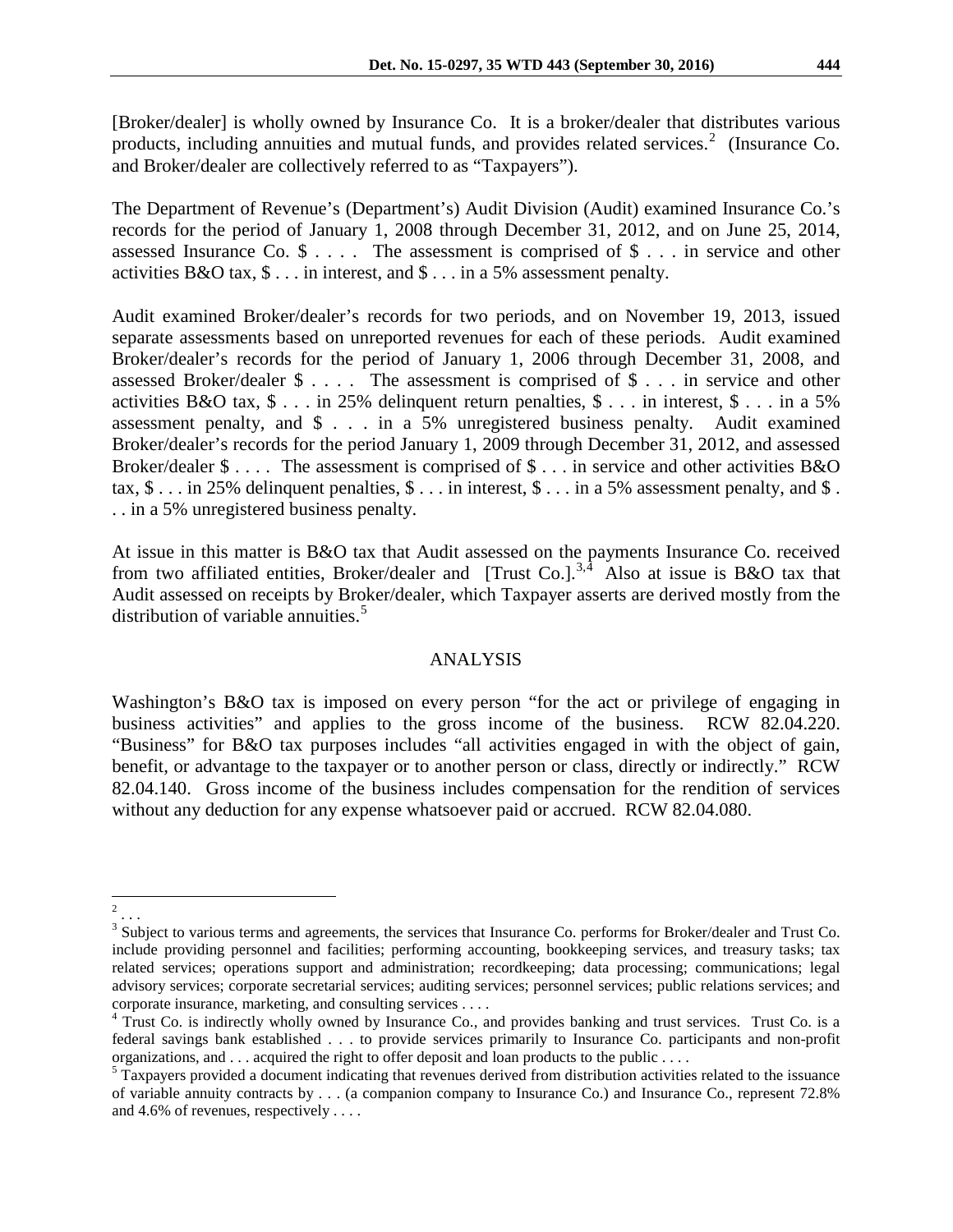[Broker/dealer] is wholly owned by Insurance Co. It is a broker/dealer that distributes various products, including annuities and mutual funds, and provides related services.[2] (Insurance Co. and Broker/dealer are collectively referred to as "Taxpayers").

The Department of Revenue's (Department's) Audit Division (Audit) examined Insurance Co.'s records for the period of January 1, 2008 through December 31, 2012, and on June 25, 2014, assessed Insurance Co. $ . . . . The assessment is comprised of $ . . . in service and other activities B&O tax, $ . . . in interest, and $ . . . in a 5% assessment penalty.

Audit examined Broker/dealer's records for two periods, and on November 19, 2013, issued separate assessments based on unreported revenues for each of these periods. Audit examined Broker/dealer's records for the period of January 1, 2006 through December 31, 2008, and assessed Broker/dealer $ . . . . The assessment is comprised of $ . . . in service and other activities B&O tax, $ . . . in 25% delinquent return penalties, $ . . . in interest, $ . . . in a 5% assessment penalty, and $ . . . in a 5% unregistered business penalty. Audit examined Broker/dealer's records for the period January 1, 2009 through December 31, 2012, and assessed Broker/dealer $ . . . . The assessment is comprised of $ . . . in service and other activities B&O tax, $ . . . in 25% delinquent penalties, $ . . . in interest, $ . . . in a 5% assessment penalty, and $ . . . in a 5% unregistered business penalty.

At issue in this matter is B&O tax that Audit assessed on the payments Insurance Co. received from two affiliated entities, Broker/dealer and [Trust Co.].[3,4] Also at issue is B&O tax that Audit assessed on receipts by Broker/dealer, which Taxpayer asserts are derived mostly from the distribution of variable annuities.[5]

## ANALYSIS

Washington's B&O tax is imposed on every person "for the act or privilege of engaging in business activities" and applies to the gross income of the business. RCW 82.04.220. "Business" for B&O tax purposes includes "all activities engaged in with the object of gain, benefit, or advantage to the taxpayer or to another person or class, directly or indirectly." RCW 82.04.140. Gross income of the business includes compensation for the rendition of services without any deduction for any expense whatsoever paid or accrued. RCW 82.04.080.

---

[2] . . .

[3] Subject to various terms and agreements, the services that Insurance Co. performs for Broker/dealer and Trust Co. include providing personnel and facilities; performing accounting, bookkeeping services, and treasury tasks; tax related services; operations support and administration; recordkeeping; data processing; communications; legal advisory services; corporate secretarial services; auditing services; personnel services; public relations services; and corporate insurance, marketing, and consulting services . . . .

[4] Trust Co. is indirectly wholly owned by Insurance Co., and provides banking and trust services. Trust Co. is a federal savings bank established . . . to provide services primarily to Insurance Co. participants and non-profit organizations, and . . . acquired the right to offer deposit and loan products to the public . . . .

[5] Taxpayers provided a document indicating that revenues derived from distribution activities related to the issuance of variable annuity contracts by . . . (a companion company to Insurance Co.) and Insurance Co., represent 72.8% and 4.6% of revenues, respectively . . . .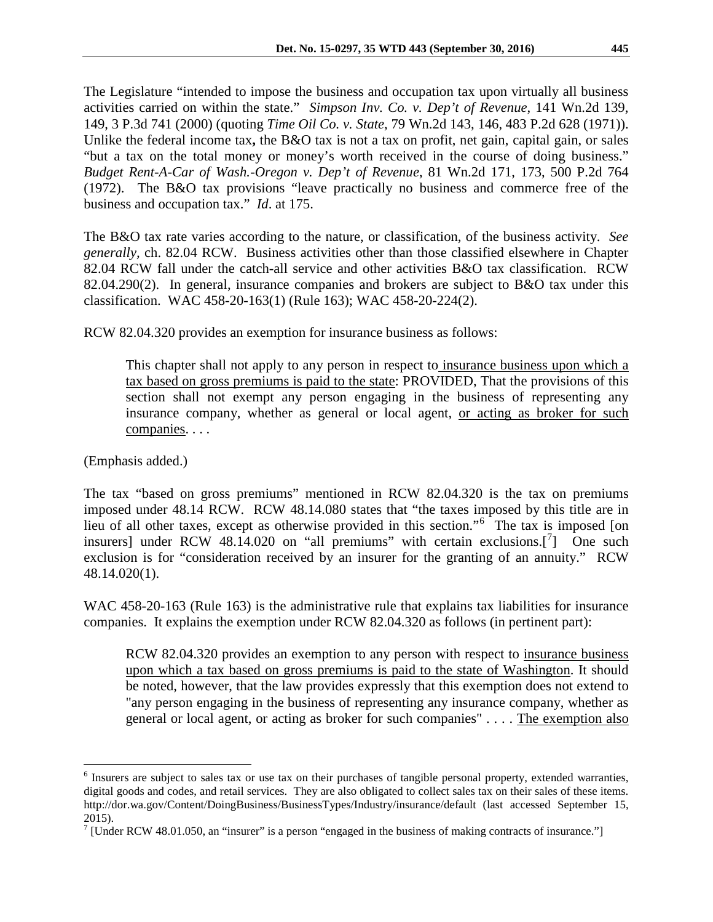The Legislature "intended to impose the business and occupation tax upon virtually all business activities carried on within the state." *Simpson Inv. Co. v. Dep't of Revenue*, 141 Wn.2d 139, 149, 3 P.3d 741 (2000) (quoting *Time Oil Co. v. State*, 79 Wn.2d 143, 146, 483 P.2d 628 (1971)). Unlike the federal income tax**,** the B&O tax is not a tax on profit, net gain, capital gain, or sales "but a tax on the total money or money's worth received in the course of doing business." *Budget Rent-A-Car of Wash.-Oregon v. Dep't of Revenue*, 81 Wn.2d 171, 173, 500 P.2d 764 (1972). The B&O tax provisions "leave practically no business and commerce free of the business and occupation tax." *Id*. at 175.

The B&O tax rate varies according to the nature, or classification, of the business activity. *See generally*, ch. 82.04 RCW. Business activities other than those classified elsewhere in Chapter 82.04 RCW fall under the catch-all service and other activities B&O tax classification. RCW 82.04.290(2). In general, insurance companies and brokers are subject to B&O tax under this classification. WAC 458-20-163(1) (Rule 163); WAC 458-20-224(2).

RCW 82.04.320 provides an exemption for insurance business as follows:

> This chapter shall not apply to any person in respect to <u>insurance business upon which a tax based on gross premiums is paid to the state</u>: PROVIDED, That the provisions of this section shall not exempt any person engaging in the business of representing any insurance company, whether as general or local agent, <u>or acting as broker for such companies</u>. . . .

(Emphasis added.)

The tax "based on gross premiums" mentioned in RCW 82.04.320 is the tax on premiums imposed under 48.14 RCW. RCW 48.14.080 states that "the taxes imposed by this title are in lieu of all other taxes, except as otherwise provided in this section."[6] The tax is imposed [on insurers] under RCW 48.14.020 on "all premiums" with certain exclusions.[[7]] One such exclusion is for "consideration received by an insurer for the granting of an annuity." RCW 48.14.020(1).

WAC 458-20-163 (Rule 163) is the administrative rule that explains tax liabilities for insurance companies. It explains the exemption under RCW 82.04.320 as follows (in pertinent part):

> RCW 82.04.320 provides an exemption to any person with respect to <u>insurance business upon which a tax based on gross premiums is paid to the state of Washington</u>. It should be noted, however, that the law provides expressly that this exemption does not extend to "any person engaging in the business of representing any insurance company, whether as general or local agent, or acting as broker for such companies" . . . . <u>The exemption also</u>

---

[6] Insurers are subject to sales tax or use tax on their purchases of tangible personal property, extended warranties, digital goods and codes, and retail services. They are also obligated to collect sales tax on their sales of these items. http://dor.wa.gov/Content/DoingBusiness/BusinessTypes/Industry/insurance/default (last accessed September 15, 2015).

[7] [Under RCW 48.01.050, an "insurer" is a person "engaged in the business of making contracts of insurance."]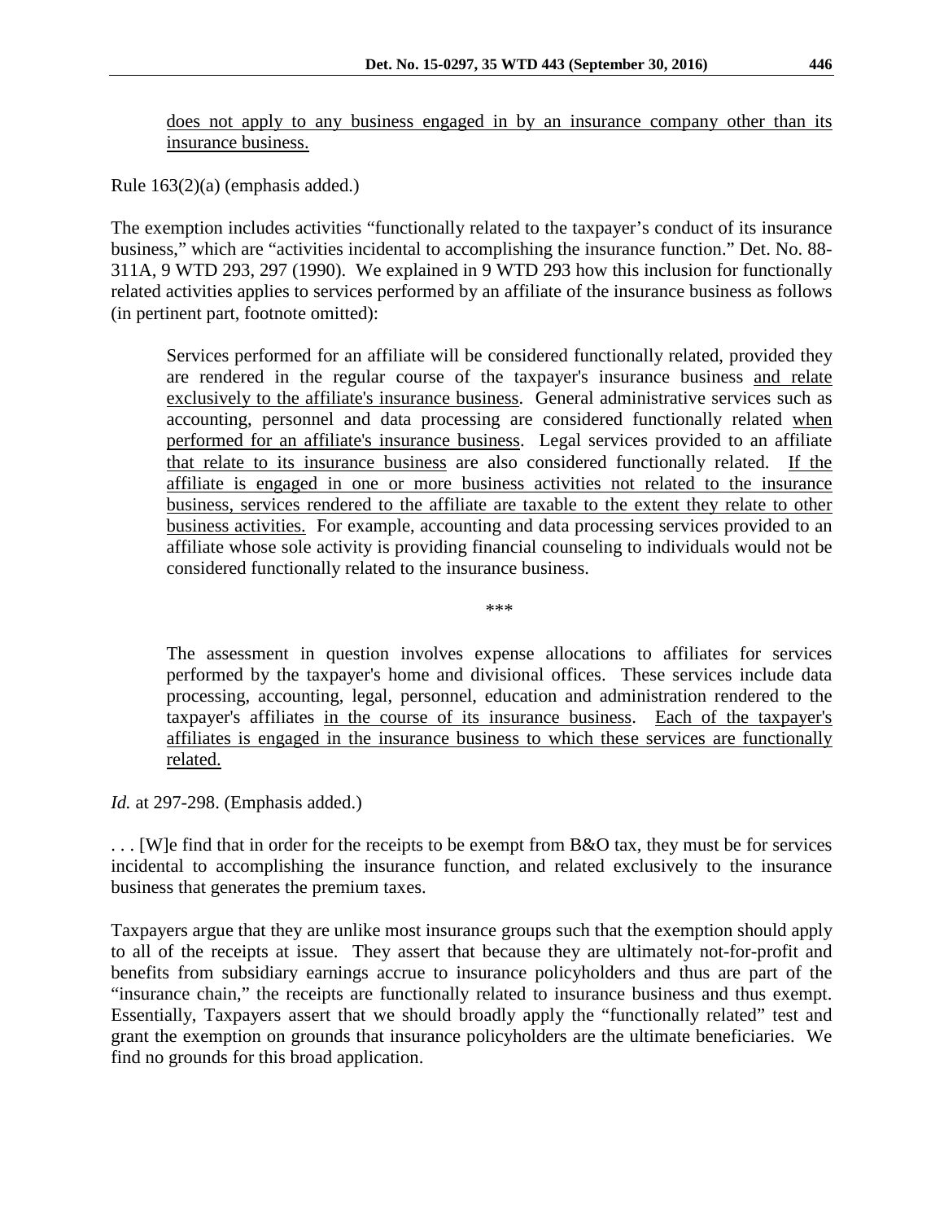> does not apply to any business engaged in by an insurance company other than its insurance business.

Rule 163(2)(a) (emphasis added.)

The exemption includes activities "functionally related to the taxpayer's conduct of its insurance business," which are "activities incidental to accomplishing the insurance function." Det. No. 88-311A, 9 WTD 293, 297 (1990). We explained in 9 WTD 293 how this inclusion for functionally related activities applies to services performed by an affiliate of the insurance business as follows (in pertinent part, footnote omitted):

> Services performed for an affiliate will be considered functionally related, provided they are rendered in the regular course of the taxpayer's insurance business and relate exclusively to the affiliate's insurance business. General administrative services such as accounting, personnel and data processing are considered functionally related when performed for an affiliate's insurance business. Legal services provided to an affiliate that relate to its insurance business are also considered functionally related. If the affiliate is engaged in one or more business activities not related to the insurance business, services rendered to the affiliate are taxable to the extent they relate to other business activities. For example, accounting and data processing services provided to an affiliate whose sole activity is providing financial counseling to individuals would not be considered functionally related to the insurance business.
>
> \*\*\*
>
> The assessment in question involves expense allocations to affiliates for services performed by the taxpayer's home and divisional offices. These services include data processing, accounting, legal, personnel, education and administration rendered to the taxpayer's affiliates in the course of its insurance business. Each of the taxpayer's affiliates is engaged in the insurance business to which these services are functionally related.

*Id.* at 297-298. (Emphasis added.)

. . . [W]e find that in order for the receipts to be exempt from B&O tax, they must be for services incidental to accomplishing the insurance function, and related exclusively to the insurance business that generates the premium taxes.

Taxpayers argue that they are unlike most insurance groups such that the exemption should apply to all of the receipts at issue. They assert that because they are ultimately not-for-profit and benefits from subsidiary earnings accrue to insurance policyholders and thus are part of the "insurance chain," the receipts are functionally related to insurance business and thus exempt. Essentially, Taxpayers assert that we should broadly apply the "functionally related" test and grant the exemption on grounds that insurance policyholders are the ultimate beneficiaries. We find no grounds for this broad application.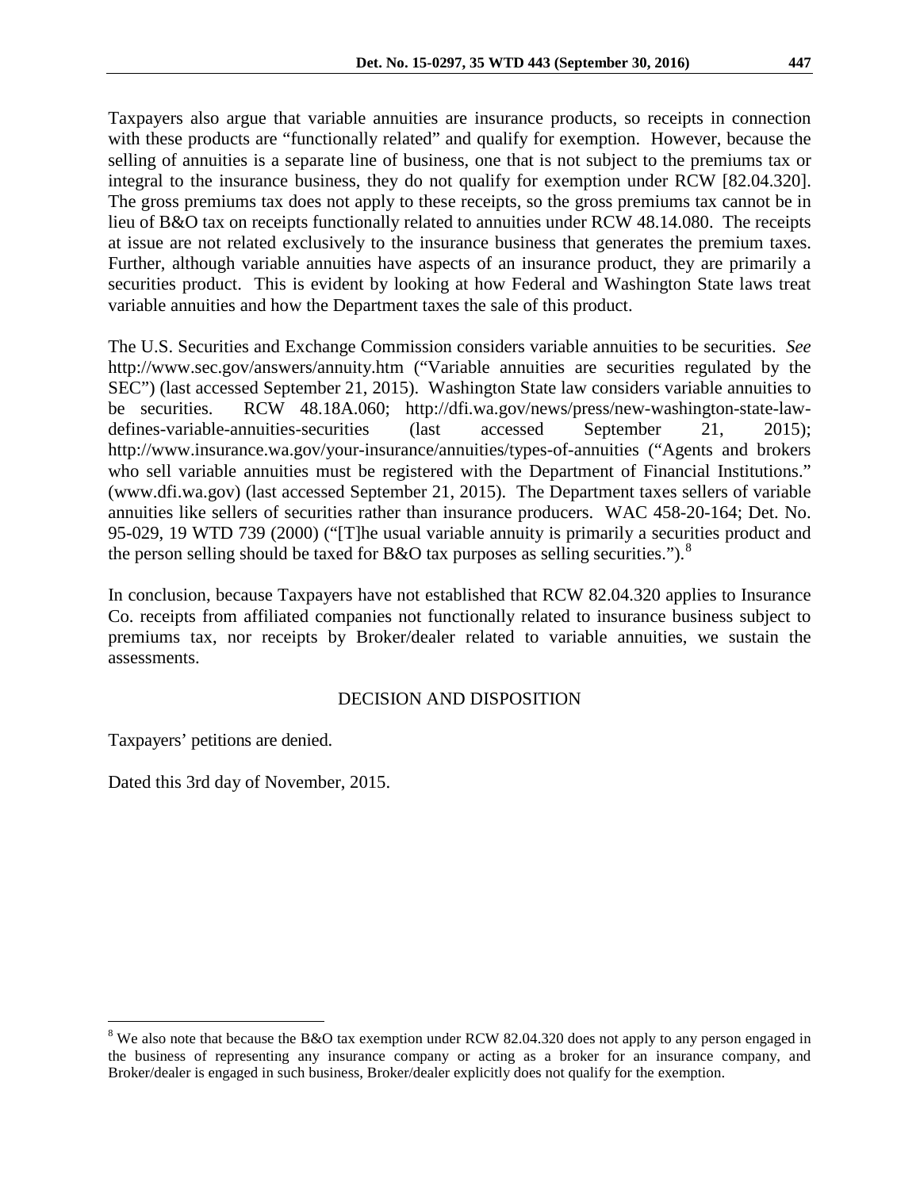Taxpayers also argue that variable annuities are insurance products, so receipts in connection with these products are "functionally related" and qualify for exemption. However, because the selling of annuities is a separate line of business, one that is not subject to the premiums tax or integral to the insurance business, they do not qualify for exemption under RCW [82.04.320]. The gross premiums tax does not apply to these receipts, so the gross premiums tax cannot be in lieu of B&O tax on receipts functionally related to annuities under RCW 48.14.080. The receipts at issue are not related exclusively to the insurance business that generates the premium taxes. Further, although variable annuities have aspects of an insurance product, they are primarily a securities product. This is evident by looking at how Federal and Washington State laws treat variable annuities and how the Department taxes the sale of this product.

The U.S. Securities and Exchange Commission considers variable annuities to be securities. *See* http://www.sec.gov/answers/annuity.htm ("Variable annuities are securities regulated by the SEC") (last accessed September 21, 2015). Washington State law considers variable annuities to be securities. RCW 48.18A.060; http://dfi.wa.gov/news/press/new-washington-state-law-defines-variable-annuities-securities (last accessed September 21, 2015); http://www.insurance.wa.gov/your-insurance/annuities/types-of-annuities ("Agents and brokers who sell variable annuities must be registered with the Department of Financial Institutions." (www.dfi.wa.gov) (last accessed September 21, 2015). The Department taxes sellers of variable annuities like sellers of securities rather than insurance producers. WAC 458-20-164; Det. No. 95-029, 19 WTD 739 (2000) ("[T]he usual variable annuity is primarily a securities product and the person selling should be taxed for B&O tax purposes as selling securities.").[8]

In conclusion, because Taxpayers have not established that RCW 82.04.320 applies to Insurance Co. receipts from affiliated companies not functionally related to insurance business subject to premiums tax, nor receipts by Broker/dealer related to variable annuities, we sustain the assessments.

## DECISION AND DISPOSITION

Taxpayers' petitions are denied.

Dated this 3rd day of November, 2015.

---

[8] We also note that because the B&O tax exemption under RCW 82.04.320 does not apply to any person engaged in the business of representing any insurance company or acting as a broker for an insurance company, and Broker/dealer is engaged in such business, Broker/dealer explicitly does not qualify for the exemption.